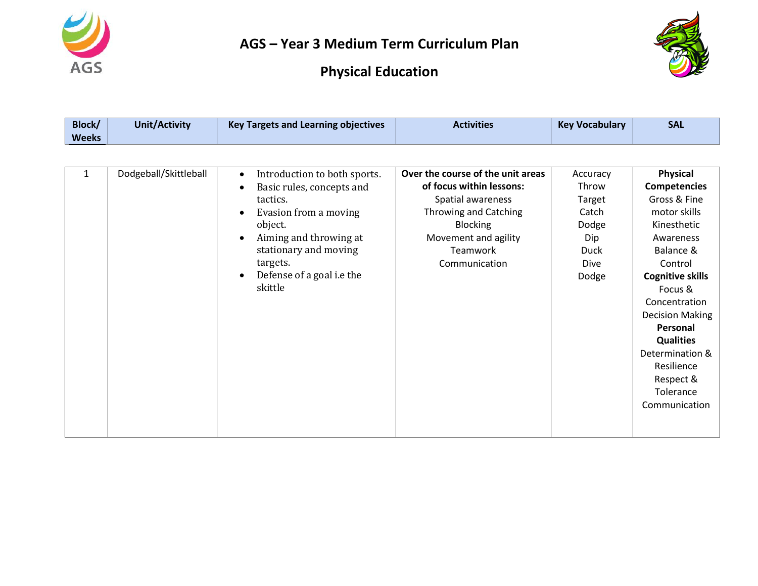# AGS – Year 3 Medium Term Curriculum Plan

## Physical Education

| Block/ Weeks | Unit/Activity | Key Targets and Learning objectives | Activities | Key Vocabulary | SAL |
|---|---|---|---|---|---|
| 1 | Dodgeball/Skittleball | • Introduction to both sports.<br>• Basic rules, concepts and tactics.<br>• Evasion from a moving object.<br>• Aiming and throwing at stationary and moving targets.<br>• Defense of a goal i.e the skittle | **Over the course of the unit areas of focus within lessons:**<br>Spatial awareness<br>Throwing and Catching<br>Blocking<br>Movement and agility<br>Teamwork<br>Communication | Accuracy<br>Throw<br>Target<br>Catch<br>Dodge<br>Dip<br>Duck<br>Dive<br>Dodge | **Physical Competencies**<br>Gross & Fine motor skills<br>Kinesthetic Awareness<br>Balance & Control<br>**Cognitive skills**<br>Focus & Concentration<br>Decision Making<br>**Personal Qualities**<br>Determination & Resilience<br>Respect & Tolerance<br>Communication |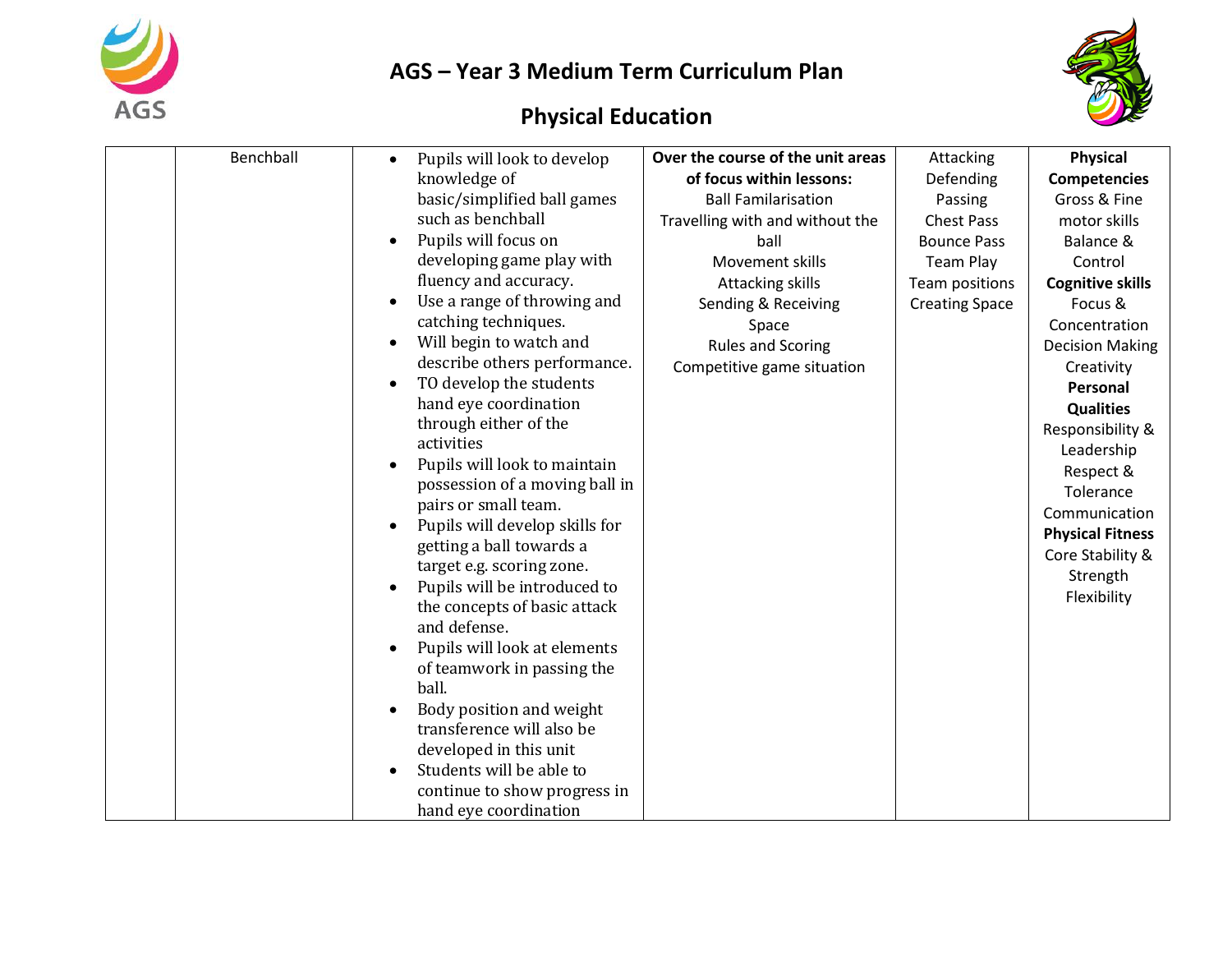# AGS – Year 3 Medium Term Curriculum Plan

## Physical Education

| | | | | | |
|---|---|---|---|---|---|
| | Benchball | • Pupils will look to develop knowledge of basic/simplified ball games such as benchball<br>• Pupils will focus on developing game play with fluency and accuracy.<br>• Use a range of throwing and catching techniques.<br>• Will begin to watch and describe others performance.<br>• TO develop the students hand eye coordination through either of the activities<br>• Pupils will look to maintain possession of a moving ball in pairs or small team.<br>• Pupils will develop skills for getting a ball towards a target e.g. scoring zone.<br>• Pupils will be introduced to the concepts of basic attack and defense.<br>• Pupils will look at elements of teamwork in passing the ball.<br>• Body position and weight transference will also be developed in this unit<br>• Students will be able to continue to show progress in hand eye coordination | **Over the course of the unit areas of focus within lessons:**<br>Ball Familarisation<br>Travelling with and without the ball<br>Movement skills<br>Attacking skills<br>Sending & Receiving<br>Space<br>Rules and Scoring<br>Competitive game situation | Attacking<br>Defending<br>Passing<br>Chest Pass<br>Bounce Pass<br>Team Play<br>Team positions<br>Creating Space | **Physical Competencies**<br>Gross & Fine motor skills<br>Balance & Control<br>**Cognitive skills**<br>Focus & Concentration<br>Decision Making<br>Creativity<br>**Personal Qualities**<br>Responsibility & Leadership<br>Respect & Tolerance<br>Communication<br>**Physical Fitness**<br>Core Stability & Strength<br>Flexibility |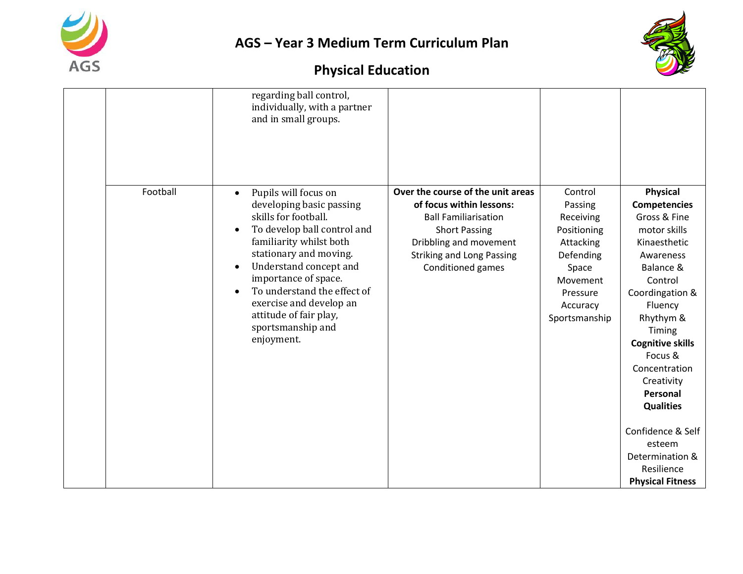# AGS – Year 3 Medium Term Curriculum Plan

## Physical Education

| | | | | | |
|---|---|---|---|---|---|
| | | regarding ball control, individually, with a partner and in small groups. | | | |
| | Football | • Pupils will focus on developing basic passing skills for football.<br>• To develop ball control and familiarity whilst both stationary and moving.<br>• Understand concept and importance of space.<br>• To understand the effect of exercise and develop an attitude of fair play, sportsmanship and enjoyment. | **Over the course of the unit areas of focus within lessons:**<br>Ball Familiarisation<br>Short Passing<br>Dribbling and movement<br>Striking and Long Passing<br>Conditioned games | Control<br>Passing<br>Receiving<br>Positioning<br>Attacking<br>Defending<br>Space<br>Movement<br>Pressure<br>Accuracy<br>Sportsmanship | **Physical Competencies**<br>Gross & Fine motor skills<br>Kinaesthetic Awareness<br>Balance & Control<br>Coordingation & Fluency<br>Rhythym & Timing<br>**Cognitive skills**<br>Focus & Concentration<br>Creativity<br>**Personal Qualities**<br><br>Confidence & Self esteem<br>Determination & Resilience<br>**Physical Fitness** |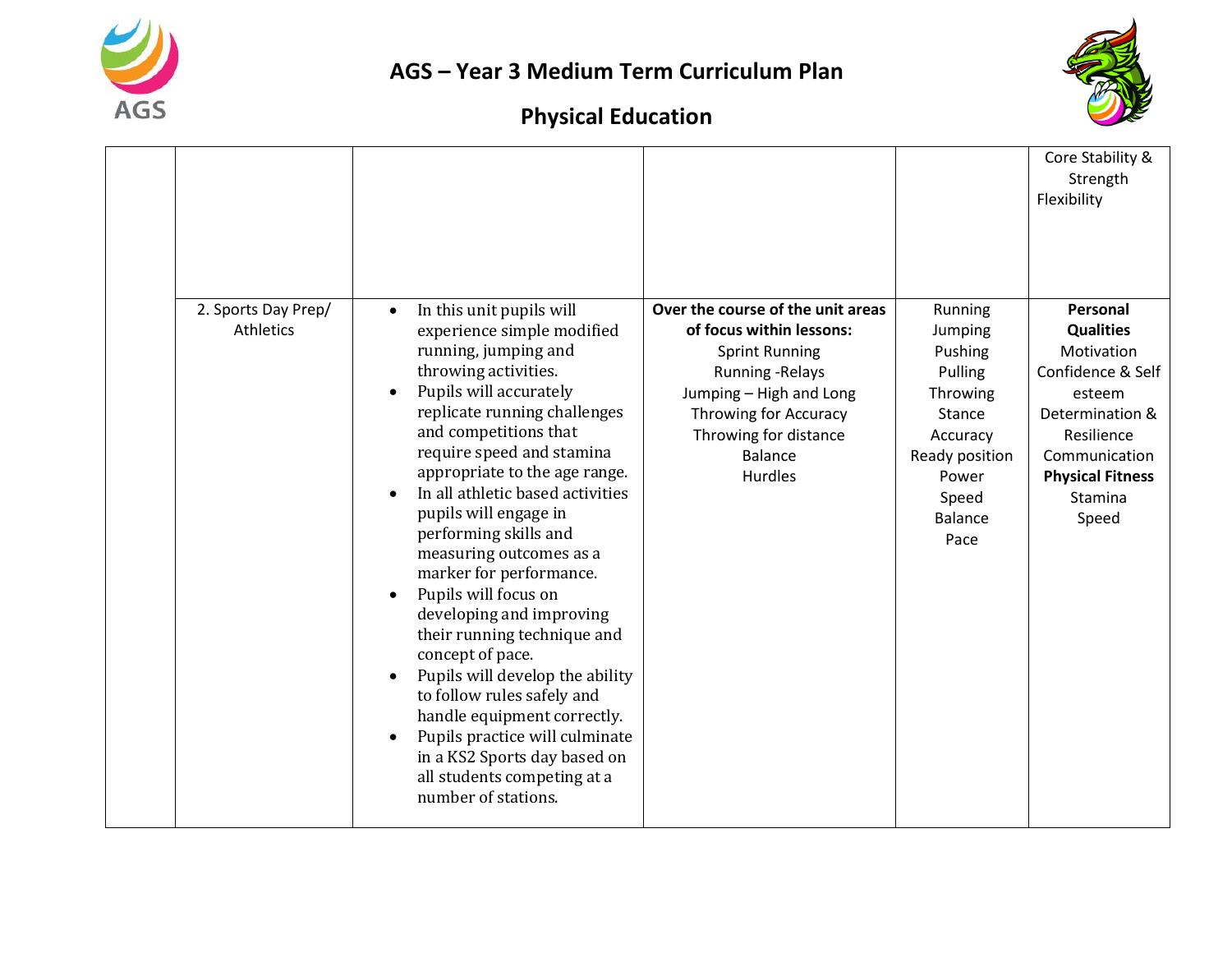# AGS – Year 3 Medium Term Curriculum Plan

## Physical Education

| | | | | | |
|---|---|---|---|---|---|
| | | | | | Core Stability & Strength<br>Flexibility |
| | 2. Sports Day Prep/ Athletics | • In this unit pupils will experience simple modified running, jumping and throwing activities.<br>• Pupils will accurately replicate running challenges and competitions that require speed and stamina appropriate to the age range.<br>• In all athletic based activities pupils will engage in performing skills and measuring outcomes as a marker for performance.<br>• Pupils will focus on developing and improving their running technique and concept of pace.<br>• Pupils will develop the ability to follow rules safely and handle equipment correctly.<br>• Pupils practice will culminate in a KS2 Sports day based on all students competing at a number of stations. | **Over the course of the unit areas of focus within lessons:**<br>Sprint Running<br>Running -Relays<br>Jumping – High and Long<br>Throwing for Accuracy<br>Throwing for distance<br>Balance<br>Hurdles | Running<br>Jumping<br>Pushing<br>Pulling<br>Throwing<br>Stance<br>Accuracy<br>Ready position<br>Power<br>Speed<br>Balance<br>Pace | **Personal Qualities**<br>Motivation<br>Confidence & Self esteem<br>Determination & Resilience<br>Communication<br>**Physical Fitness**<br>Stamina<br>Speed |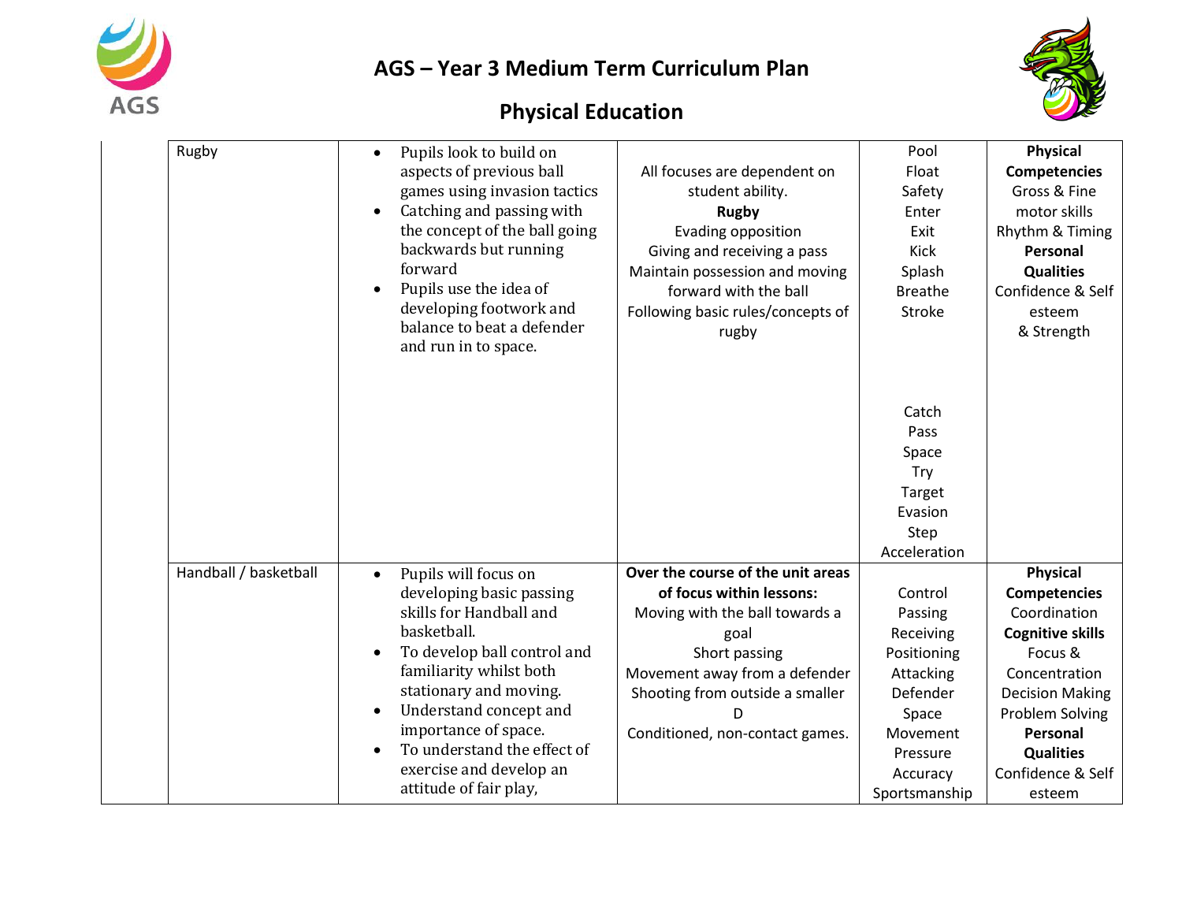# AGS – Year 3 Medium Term Curriculum Plan

## Physical Education

| | | | | | |
|---|---|---|---|---|---|
| | Rugby | • Pupils look to build on aspects of previous ball games using invasion tactics<br>• Catching and passing with the concept of the ball going backwards but running forward<br>• Pupils use the idea of developing footwork and balance to beat a defender and run in to space. | All focuses are dependent on student ability.<br>**Rugby**<br>Evading opposition<br>Giving and receiving a pass<br>Maintain possession and moving forward with the ball<br>Following basic rules/concepts of rugby | Pool<br>Float<br>Safety<br>Enter<br>Exit<br>Kick<br>Splash<br>Breathe<br>Stroke<br><br>Catch<br>Pass<br>Space<br>Try<br>Target<br>Evasion<br>Step<br>Acceleration | **Physical Competencies**<br>Gross & Fine motor skills<br>Rhythm & Timing<br>**Personal Qualities**<br>Confidence & Self esteem<br>& Strength |
| | Handball / basketball | • Pupils will focus on developing basic passing skills for Handball and basketball.<br>• To develop ball control and familiarity whilst both stationary and moving.<br>• Understand concept and importance of space.<br>• To understand the effect of exercise and develop an attitude of fair play, | **Over the course of the unit areas of focus within lessons:**<br>Moving with the ball towards a goal<br>Short passing<br>Movement away from a defender<br>Shooting from outside a smaller D<br>Conditioned, non-contact games. | Control<br>Passing<br>Receiving<br>Positioning<br>Attacking<br>Defender<br>Space<br>Movement<br>Pressure<br>Accuracy<br>Sportsmanship | **Physical Competencies**<br>Coordination<br>**Cognitive skills**<br>Focus & Concentration<br>Decision Making<br>Problem Solving<br>**Personal Qualities**<br>Confidence & Self esteem |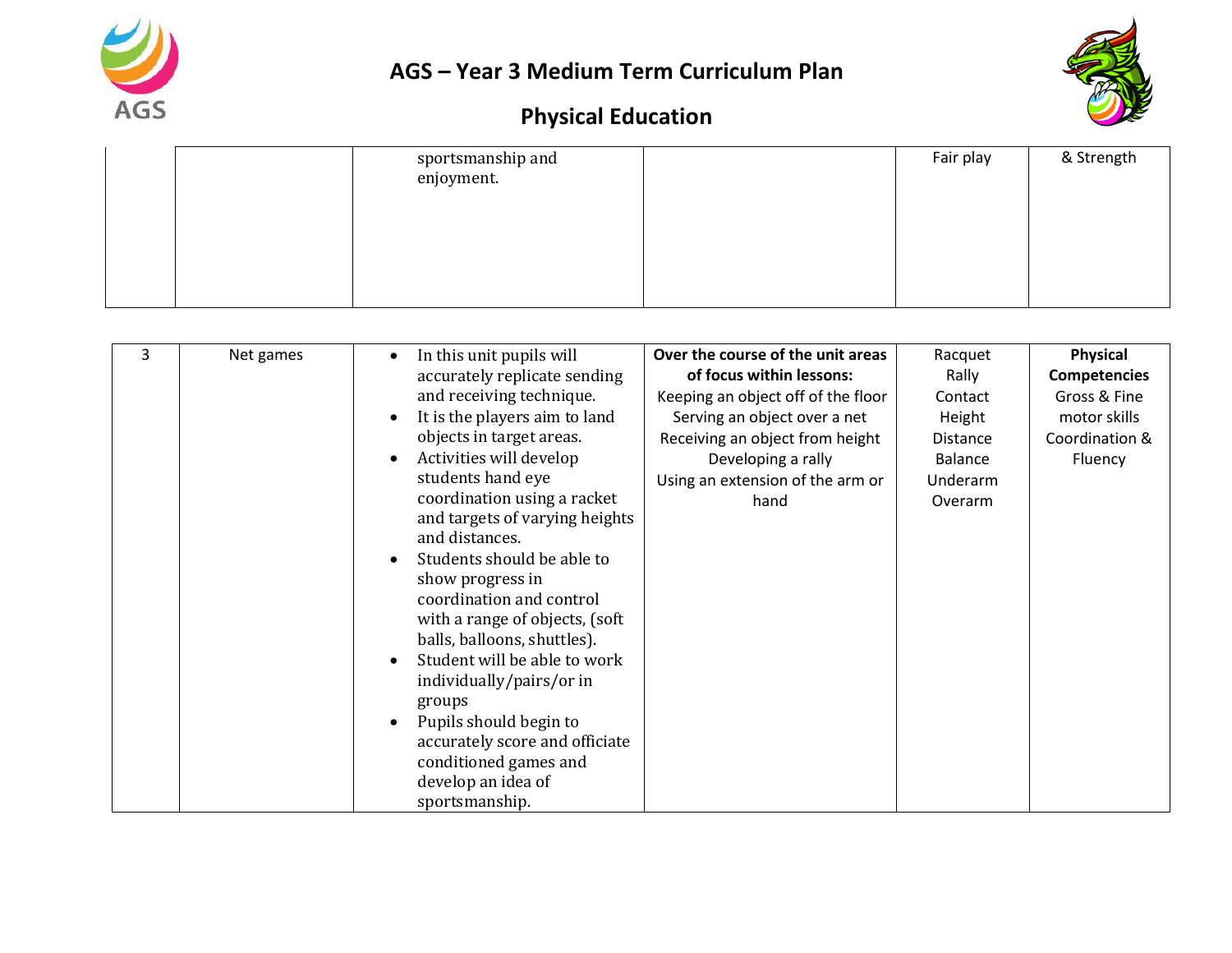# AGS – Year 3 Medium Term Curriculum Plan

## Physical Education

| | | | | | |
|---|---|---|---|---|---|
| | | sportsmanship and enjoyment. | | Fair play | & Strength |

| | | | | | |
|---|---|---|---|---|---|
| 3 | Net games | • In this unit pupils will accurately replicate sending and receiving technique.<br>• It is the players aim to land objects in target areas.<br>• Activities will develop students hand eye coordination using a racket and targets of varying heights and distances.<br>• Students should be able to show progress in coordination and control with a range of objects, (soft balls, balloons, shuttles).<br>• Student will be able to work individually/pairs/or in groups<br>• Pupils should begin to accurately score and officiate conditioned games and develop an idea of sportsmanship. | **Over the course of the unit areas of focus within lessons:**<br>Keeping an object off of the floor<br>Serving an object over a net<br>Receiving an object from height<br>Developing a rally<br>Using an extension of the arm or hand | Racquet<br>Rally<br>Contact<br>Height<br>Distance<br>Balance<br>Underarm<br>Overarm | **Physical Competencies**<br>Gross & Fine motor skills<br>Coordination & Fluency |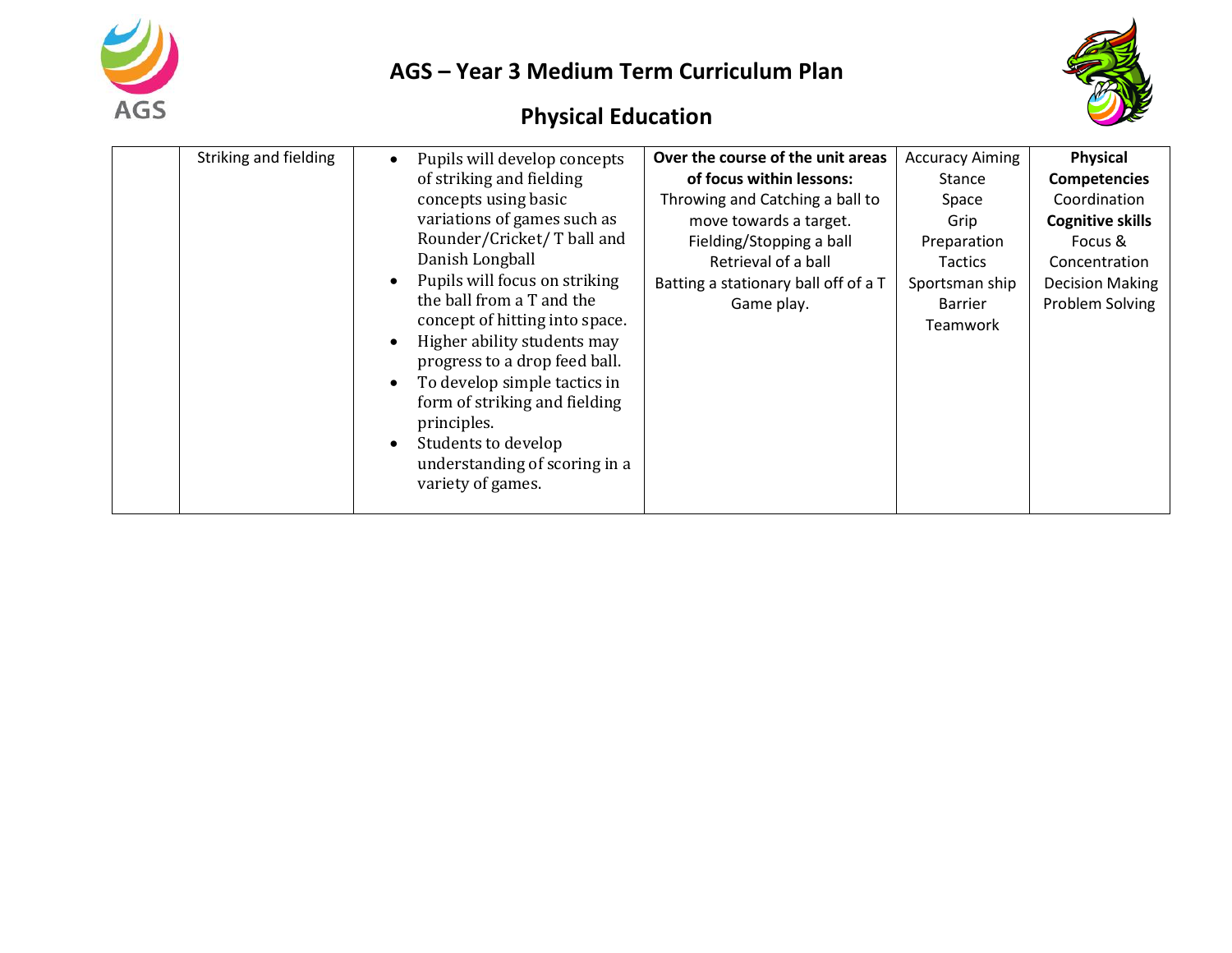## AGS – Year 3 Medium Term Curriculum Plan

## Physical Education

| | | | | | |
|---|---|---|---|---|---|
| | Striking and fielding | • Pupils will develop concepts of striking and fielding concepts using basic variations of games such as Rounder/Cricket/ T ball and Danish Longball<br>• Pupils will focus on striking the ball from a T and the concept of hitting into space.<br>• Higher ability students may progress to a drop feed ball.<br>• To develop simple tactics in form of striking and fielding principles.<br>• Students to develop understanding of scoring in a variety of games. | **Over the course of the unit areas of focus within lessons:**<br>Throwing and Catching a ball to move towards a target.<br>Fielding/Stopping a ball<br>Retrieval of a ball<br>Batting a stationary ball off of a T<br>Game play. | Accuracy Aiming<br>Stance<br>Space<br>Grip<br>Preparation<br>Tactics<br>Sportsman ship<br>Barrier<br>Teamwork | **Physical Competencies**<br>Coordination<br>**Cognitive skills**<br>Focus & Concentration<br>Decision Making<br>Problem Solving |